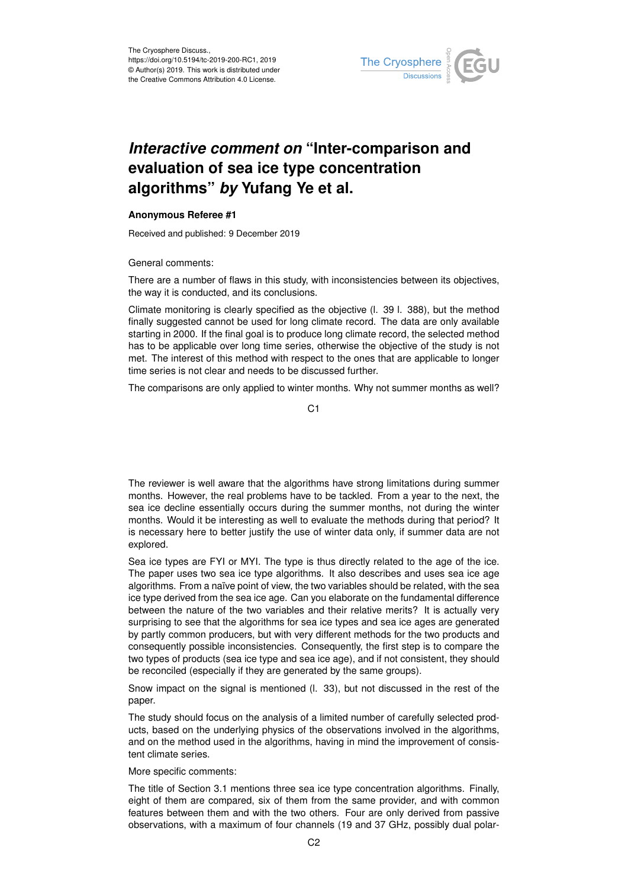# *Interactive comment on* "Inter-comparison and evaluation of sea ice type concentration algorithms" *by* Yufang Ye et al.

**Anonymous Referee #1**

Received and published: 9 December 2019

General comments:

There are a number of flaws in this study, with inconsistencies between its objectives, the way it is conducted, and its conclusions.

Climate monitoring is clearly specified as the objective (l. 39 l. 388), but the method finally suggested cannot be used for long climate record. The data are only available starting in 2000. If the final goal is to produce long climate record, the selected method has to be applicable over long time series, otherwise the objective of the study is not met. The interest of this method with respect to the ones that are applicable to longer time series is not clear and needs to be discussed further.

The comparisons are only applied to winter months. Why not summer months as well? The reviewer is well aware that the algorithms have strong limitations during summer months. However, the real problems have to be tackled. From a year to the next, the sea ice decline essentially occurs during the summer months, not during the winter months. Would it be interesting as well to evaluate the methods during that period? It is necessary here to better justify the use of winter data only, if summer data are not explored.

Sea ice types are FYI or MYI. The type is thus directly related to the age of the ice. The paper uses two sea ice type algorithms. It also describes and uses sea ice age algorithms. From a naïve point of view, the two variables should be related, with the sea ice type derived from the sea ice age. Can you elaborate on the fundamental difference between the nature of the two variables and their relative merits? It is actually very surprising to see that the algorithms for sea ice types and sea ice ages are generated by partly common producers, but with very different methods for the two products and consequently possible inconsistencies. Consequently, the first step is to compare the two types of products (sea ice type and sea ice age), and if not consistent, they should be reconciled (especially if they are generated by the same groups).

Snow impact on the signal is mentioned (l. 33), but not discussed in the rest of the paper.

The study should focus on the analysis of a limited number of carefully selected products, based on the underlying physics of the observations involved in the algorithms, and on the method used in the algorithms, having in mind the improvement of consistent climate series.

More specific comments:

The title of Section 3.1 mentions three sea ice type concentration algorithms. Finally, eight of them are compared, six of them from the same provider, and with common features between them and with the two others. Four are only derived from passive observations, with a maximum of four channels (19 and 37 GHz, possibly dual polar-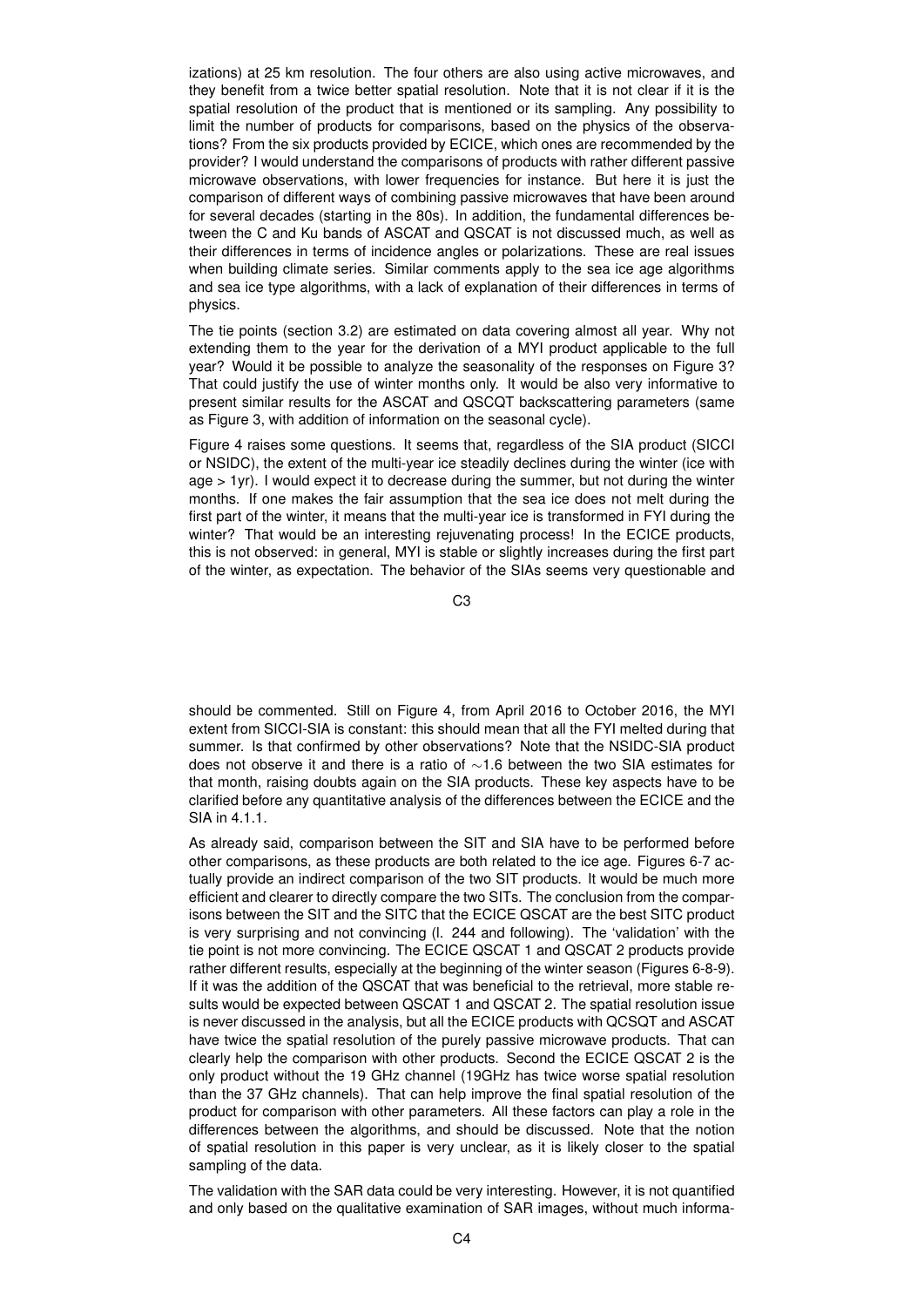izations) at 25 km resolution. The four others are also using active microwaves, and they benefit from a twice better spatial resolution. Note that it is not clear if it is the spatial resolution of the product that is mentioned or its sampling. Any possibility to limit the number of products for comparisons, based on the physics of the observations? From the six products provided by ECICE, which ones are recommended by the provider? I would understand the comparisons of products with rather different passive microwave observations, with lower frequencies for instance. But here it is just the comparison of different ways of combining passive microwaves that have been around for several decades (starting in the 80s). In addition, the fundamental differences between the C and Ku bands of ASCAT and QSCAT is not discussed much, as well as their differences in terms of incidence angles or polarizations. These are real issues when building climate series. Similar comments apply to the sea ice age algorithms and sea ice type algorithms, with a lack of explanation of their differences in terms of physics.

The tie points (section 3.2) are estimated on data covering almost all year. Why not extending them to the year for the derivation of a MYI product applicable to the full year? Would it be possible to analyze the seasonality of the responses on Figure 3? That could justify the use of winter months only. It would be also very informative to present similar results for the ASCAT and QSCQT backscattering parameters (same as Figure 3, with addition of information on the seasonal cycle).

Figure 4 raises some questions. It seems that, regardless of the SIA product (SICCI or NSIDC), the extent of the multi-year ice steadily declines during the winter (ice with age > 1yr). I would expect it to decrease during the summer, but not during the winter months. If one makes the fair assumption that the sea ice does not melt during the first part of the winter, it means that the multi-year ice is transformed in FYI during the winter? That would be an interesting rejuvenating process! In the ECICE products, this is not observed: in general, MYI is stable or slightly increases during the first part of the winter, as expectation. The behavior of the SIAs seems very questionable and should be commented. Still on Figure 4, from April 2016 to October 2016, the MYI extent from SICCI-SIA is constant: this should mean that all the FYI melted during that summer. Is that confirmed by other observations? Note that the NSIDC-SIA product does not observe it and there is a ratio of ~1.6 between the two SIA estimates for that month, raising doubts again on the SIA products. These key aspects have to be clarified before any quantitative analysis of the differences between the ECICE and the SIA in 4.1.1.

As already said, comparison between the SIT and SIA have to be performed before other comparisons, as these products are both related to the ice age. Figures 6-7 actually provide an indirect comparison of the two SIT products. It would be much more efficient and clearer to directly compare the two SITs. The conclusion from the comparisons between the SIT and the SITC that the ECICE QSCAT are the best SITC product is very surprising and not convincing (l. 244 and following). The 'validation' with the tie point is not more convincing. The ECICE QSCAT 1 and QSCAT 2 products provide rather different results, especially at the beginning of the winter season (Figures 6-8-9). If it was the addition of the QSCAT that was beneficial to the retrieval, more stable results would be expected between QSCAT 1 and QSCAT 2. The spatial resolution issue is never discussed in the analysis, but all the ECICE products with QCSQT and ASCAT have twice the spatial resolution of the purely passive microwave products. That can clearly help the comparison with other products. Second the ECICE QSCAT 2 is the only product without the 19 GHz channel (19GHz has twice worse spatial resolution than the 37 GHz channels). That can help improve the final spatial resolution of the product for comparison with other parameters. All these factors can play a role in the differences between the algorithms, and should be discussed. Note that the notion of spatial resolution in this paper is very unclear, as it is likely closer to the spatial sampling of the data.

The validation with the SAR data could be very interesting. However, it is not quantified and only based on the qualitative examination of SAR images, without much informa-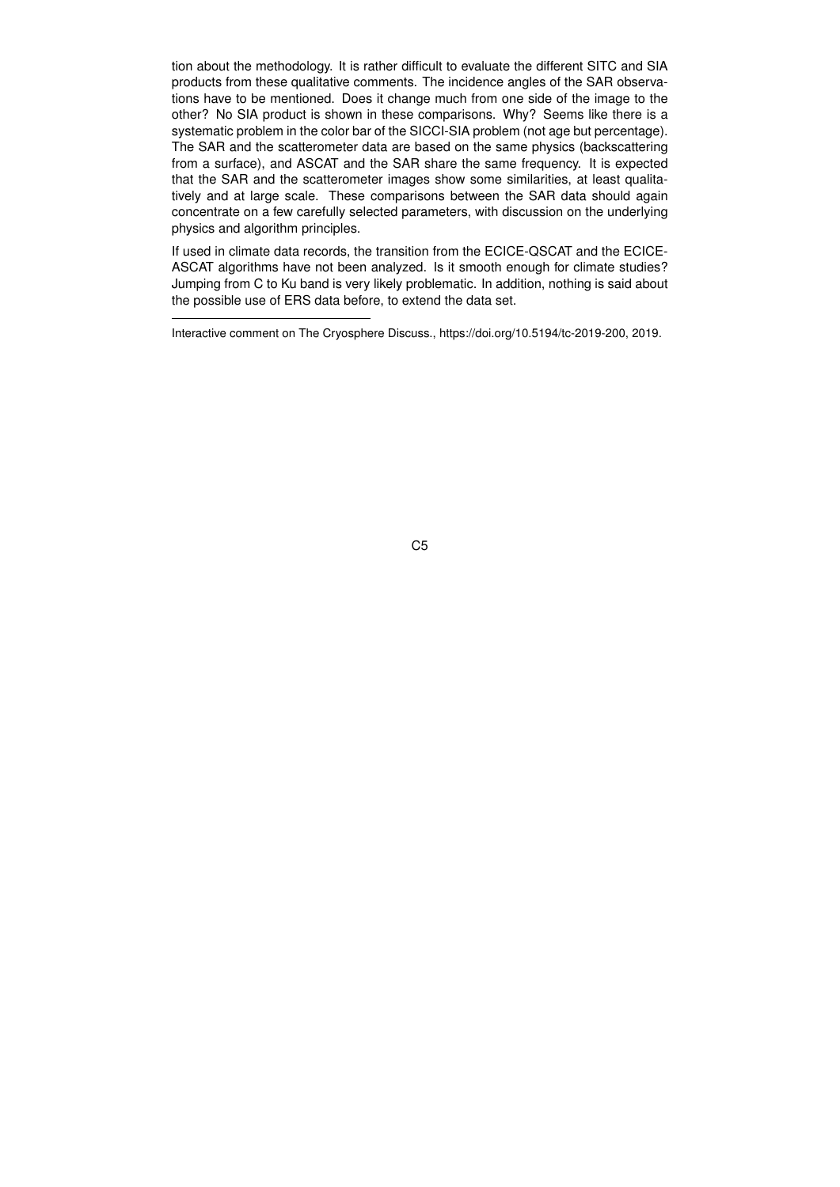tion about the methodology. It is rather difficult to evaluate the different SITC and SIA products from these qualitative comments. The incidence angles of the SAR observations have to be mentioned. Does it change much from one side of the image to the other? No SIA product is shown in these comparisons. Why? Seems like there is a systematic problem in the color bar of the SICCI-SIA problem (not age but percentage). The SAR and the scatterometer data are based on the same physics (backscattering from a surface), and ASCAT and the SAR share the same frequency. It is expected that the SAR and the scatterometer images show some similarities, at least qualitatively and at large scale. These comparisons between the SAR data should again concentrate on a few carefully selected parameters, with discussion on the underlying physics and algorithm principles.

If used in climate data records, the transition from the ECICE-QSCAT and the ECICE-ASCAT algorithms have not been analyzed. Is it smooth enough for climate studies? Jumping from C to Ku band is very likely problematic. In addition, nothing is said about the possible use of ERS data before, to extend the data set.

---

Interactive comment on The Cryosphere Discuss., https://doi.org/10.5194/tc-2019-200, 2019.